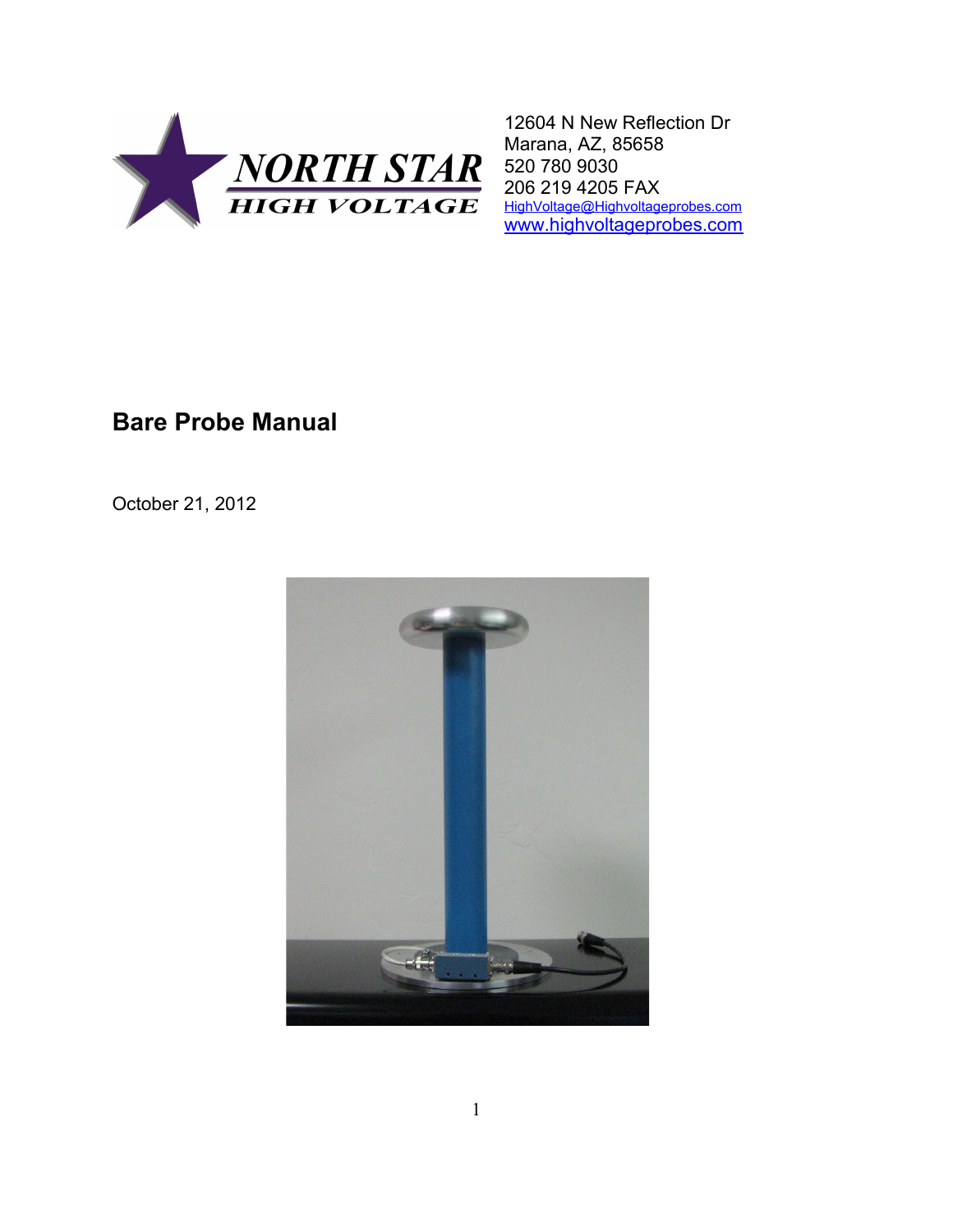NORTH STAR HIGH VOLTAGE

12604 N New Reflection Dr
Marana, AZ, 85658
520 780 9030
206 219 4205 FAX
HighVoltage@Highvoltageprobes.com
www.highvoltageprobes.com

# Bare Probe Manual

October 21, 2012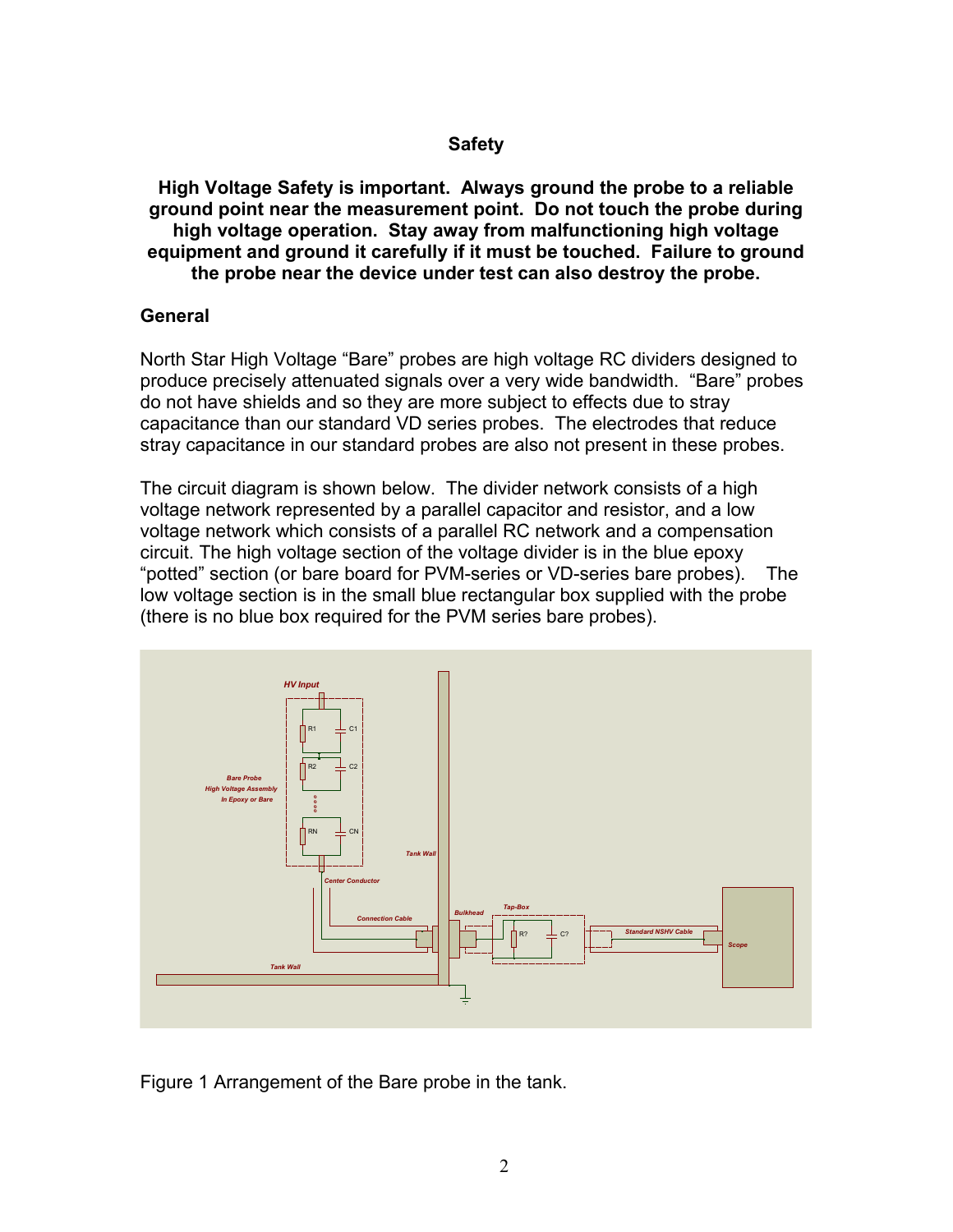## Safety

**High Voltage Safety is important. Always ground the probe to a reliable ground point near the measurement point. Do not touch the probe during high voltage operation. Stay away from malfunctioning high voltage equipment and ground it carefully if it must be touched. Failure to ground the probe near the device under test can also destroy the probe.**

## General

North Star High Voltage "Bare" probes are high voltage RC dividers designed to produce precisely attenuated signals over a very wide bandwidth. "Bare" probes do not have shields and so they are more subject to effects due to stray capacitance than our standard VD series probes. The electrodes that reduce stray capacitance in our standard probes are also not present in these probes.

The circuit diagram is shown below. The divider network consists of a high voltage network represented by a parallel capacitor and resistor, and a low voltage network which consists of a parallel RC network and a compensation circuit. The high voltage section of the voltage divider is in the blue epoxy "potted" section (or bare board for PVM-series or VD-series bare probes). The low voltage section is in the small blue rectangular box supplied with the probe (there is no blue box required for the PVM series bare probes).

Figure 1 Arrangement of the Bare probe in the tank.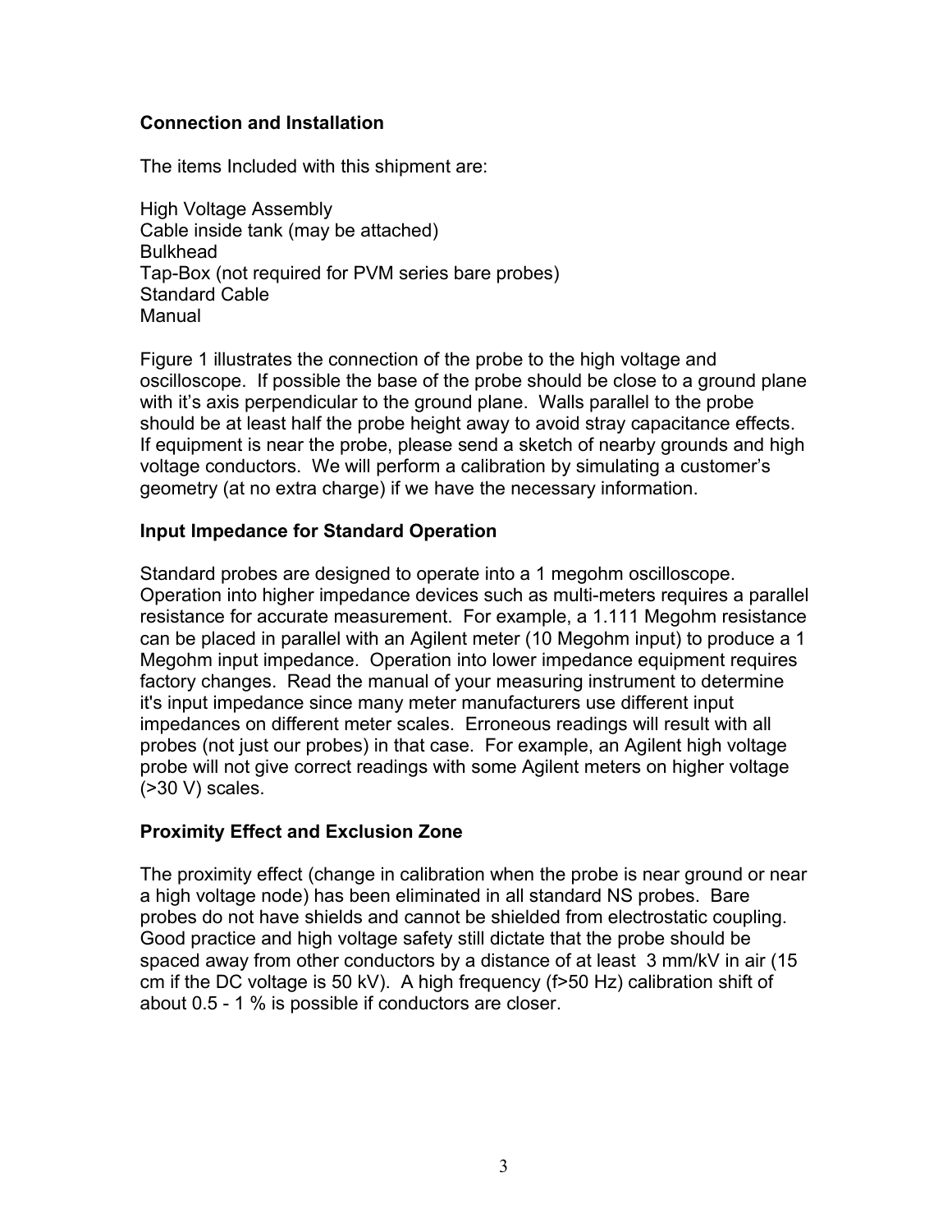## Connection and Installation

The items Included with this shipment are:

High Voltage Assembly
Cable inside tank (may be attached)
Bulkhead
Tap-Box (not required for PVM series bare probes)
Standard Cable
Manual

Figure 1 illustrates the connection of the probe to the high voltage and oscilloscope. If possible the base of the probe should be close to a ground plane with it's axis perpendicular to the ground plane. Walls parallel to the probe should be at least half the probe height away to avoid stray capacitance effects. If equipment is near the probe, please send a sketch of nearby grounds and high voltage conductors. We will perform a calibration by simulating a customer's geometry (at no extra charge) if we have the necessary information.

## Input Impedance for Standard Operation

Standard probes are designed to operate into a 1 megohm oscilloscope. Operation into higher impedance devices such as multi-meters requires a parallel resistance for accurate measurement. For example, a 1.111 Megohm resistance can be placed in parallel with an Agilent meter (10 Megohm input) to produce a 1 Megohm input impedance. Operation into lower impedance equipment requires factory changes. Read the manual of your measuring instrument to determine it's input impedance since many meter manufacturers use different input impedances on different meter scales. Erroneous readings will result with all probes (not just our probes) in that case. For example, an Agilent high voltage probe will not give correct readings with some Agilent meters on higher voltage (>30 V) scales.

## Proximity Effect and Exclusion Zone

The proximity effect (change in calibration when the probe is near ground or near a high voltage node) has been eliminated in all standard NS probes. Bare probes do not have shields and cannot be shielded from electrostatic coupling. Good practice and high voltage safety still dictate that the probe should be spaced away from other conductors by a distance of at least 3 mm/kV in air (15 cm if the DC voltage is 50 kV). A high frequency (f>50 Hz) calibration shift of about 0.5 - 1 % is possible if conductors are closer.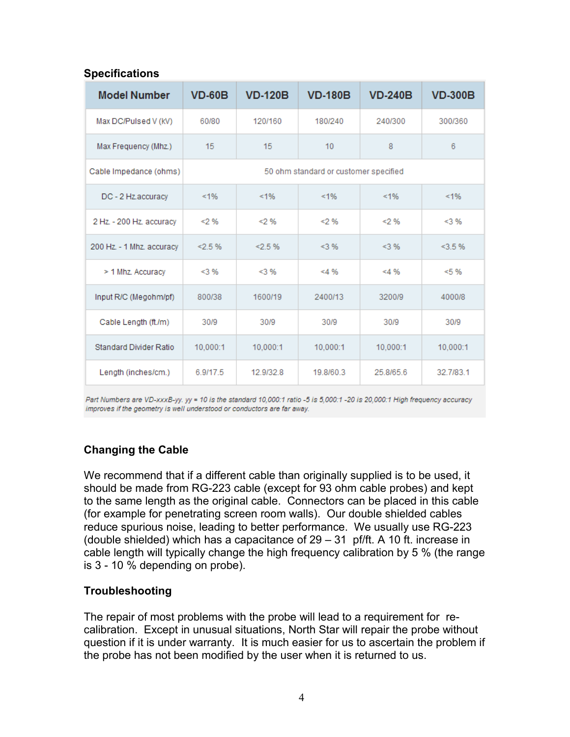## Specifications

| Model Number | VD-60B | VD-120B | VD-180B | VD-240B | VD-300B |
|---|---|---|---|---|---|
| Max DC/Pulsed V (kV) | 60/80 | 120/160 | 180/240 | 240/300 | 300/360 |
| Max Frequency (Mhz.) | 15 | 15 | 10 | 8 | 6 |
| Cable Impedance (ohms) | 50 ohm standard or customer specified | | | | |
| DC - 2 Hz accuracy | <1% | <1% | <1% | <1% | <1% |
| 2 Hz. - 200 Hz. accuracy | <2 % | <2 % | <2 % | <2 % | <3 % |
| 200 Hz. - 1 Mhz. accuracy | <2.5 % | <2.5 % | <3 % | <3 % | <3.5 % |
| > 1 Mhz. Accuracy | <3 % | <3 % | <4 % | <4 % | <5 % |
| Input R/C (Megohm/pf) | 800/38 | 1600/19 | 2400/13 | 3200/9 | 4000/8 |
| Cable Length (ft./m) | 30/9 | 30/9 | 30/9 | 30/9 | 30/9 |
| Standard Divider Ratio | 10,000:1 | 10,000:1 | 10,000:1 | 10,000:1 | 10,000:1 |
| Length (inches/cm.) | 6.9/17.5 | 12.9/32.8 | 19.8/60.3 | 25.8/65.6 | 32.7/83.1 |

*Part Numbers are VD-xxxB-yy. yy = 10 is the standard 10,000:1 ratio -5 is 5,000:1 -20 is 20,000:1 High frequency accuracy improves if the geometry is well understood or conductors are far away.*

## Changing the Cable

We recommend that if a different cable than originally supplied is to be used, it should be made from RG-223 cable (except for 93 ohm cable probes) and kept to the same length as the original cable. Connectors can be placed in this cable (for example for penetrating screen room walls). Our double shielded cables reduce spurious noise, leading to better performance. We usually use RG-223 (double shielded) which has a capacitance of 29 – 31 pf/ft. A 10 ft. increase in cable length will typically change the high frequency calibration by 5 % (the range is 3 - 10 % depending on probe).

## Troubleshooting

The repair of most problems with the probe will lead to a requirement for re-calibration. Except in unusual situations, North Star will repair the probe without question if it is under warranty. It is much easier for us to ascertain the problem if the probe has not been modified by the user when it is returned to us.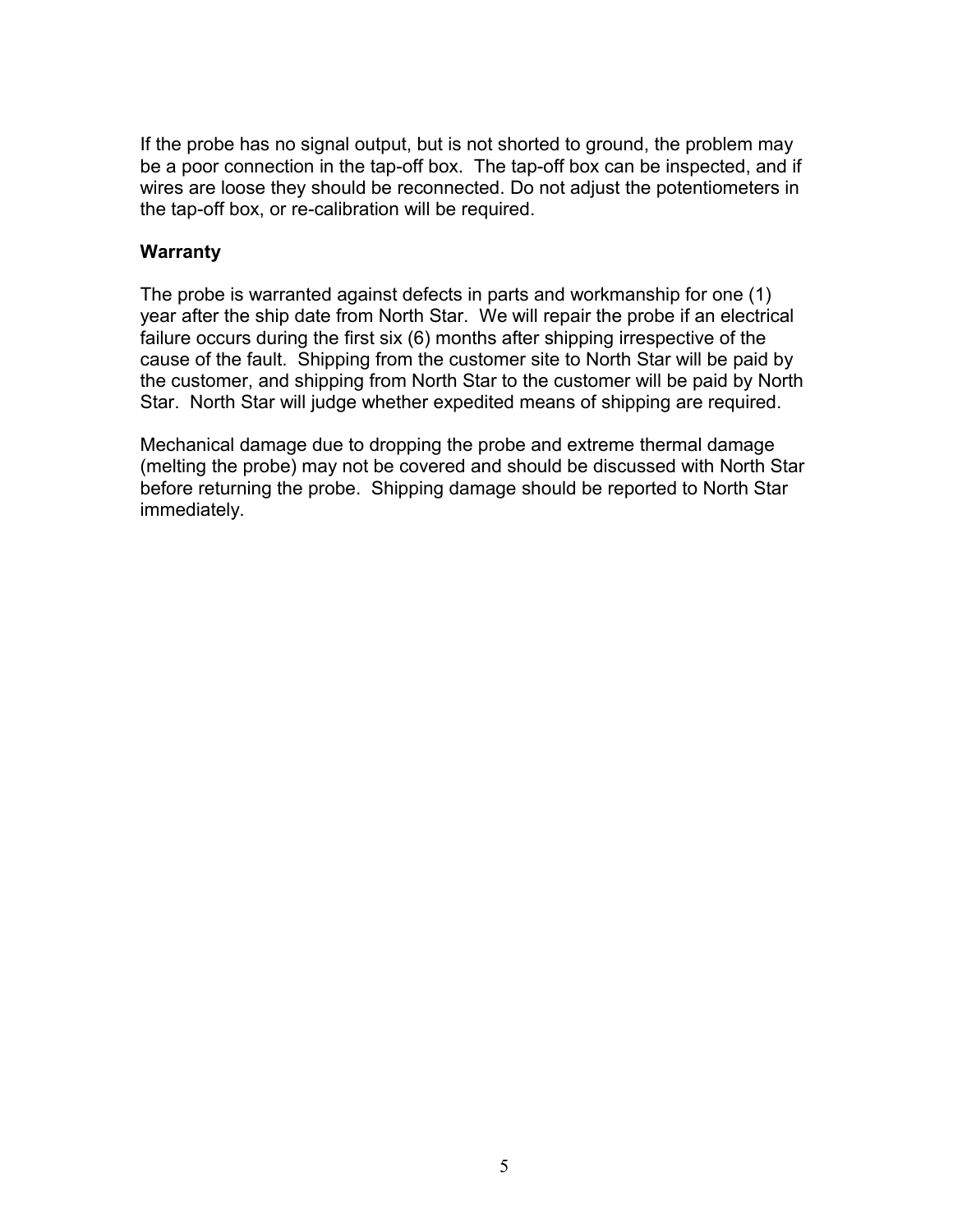If the probe has no signal output, but is not shorted to ground, the problem may be a poor connection in the tap-off box. The tap-off box can be inspected, and if wires are loose they should be reconnected. Do not adjust the potentiometers in the tap-off box, or re-calibration will be required.

## Warranty

The probe is warranted against defects in parts and workmanship for one (1) year after the ship date from North Star. We will repair the probe if an electrical failure occurs during the first six (6) months after shipping irrespective of the cause of the fault. Shipping from the customer site to North Star will be paid by the customer, and shipping from North Star to the customer will be paid by North Star. North Star will judge whether expedited means of shipping are required.

Mechanical damage due to dropping the probe and extreme thermal damage (melting the probe) may not be covered and should be discussed with North Star before returning the probe. Shipping damage should be reported to North Star immediately.